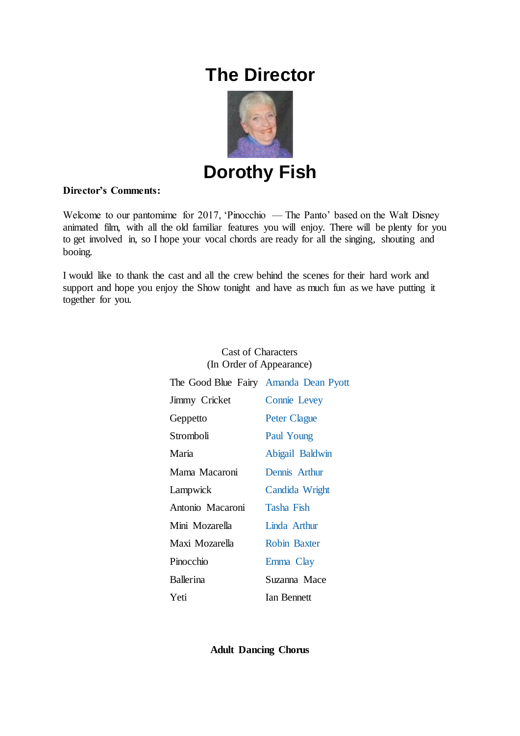# The Director

# Dorothy Fish

**Director's Comments:**

Welcome to our pantomime for 2017, 'Pinocchio — The Panto' based on the Walt Disney animated film, with all the old familiar features you will enjoy. There will be plenty for you to get involved in, so I hope your vocal chords are ready for all the singing, shouting and booing.

I would like to thank the cast and all the crew behind the scenes for their hard work and support and hope you enjoy the Show tonight and have as much fun as we have putting it together for you.

Cast of Characters
(In Order of Appearance)

| | |
|---|---|
| The Good Blue Fairy | Amanda Dean Pyott |
| Jimmy Cricket | Connie Levey |
| Geppetto | Peter Clague |
| Stromboli | Paul Young |
| Maria | Abigail Baldwin |
| Mama Macaroni | Dennis Arthur |
| Lampwick | Candida Wright |
| Antonio Macaroni | Tasha Fish |
| Mini Mozarella | Linda Arthur |
| Maxi Mozarella | Robin Baxter |
| Pinocchio | Emma Clay |
| Ballerina | Suzanna Mace |
| Yeti | Ian Bennett |

**Adult Dancing Chorus**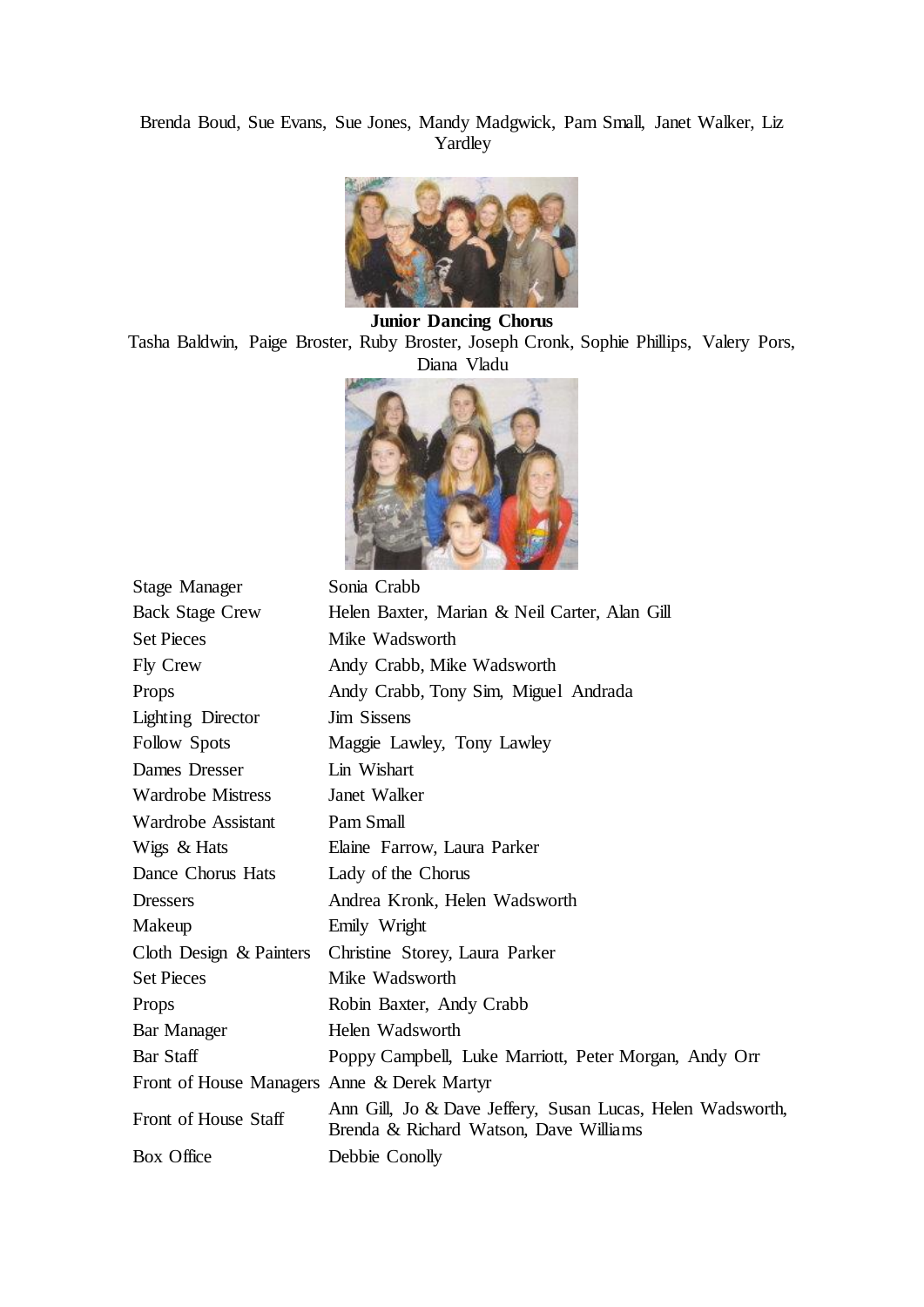Brenda Boud, Sue Evans, Sue Jones, Mandy Madgwick, Pam Small, Janet Walker, Liz Yardley

**Junior Dancing Chorus**

Tasha Baldwin, Paige Broster, Ruby Broster, Joseph Cronk, Sophie Phillips, Valery Pors, Diana Vladu

| | |
|---|---|
| Stage Manager | Sonia Crabb |
| Back Stage Crew | Helen Baxter, Marian & Neil Carter, Alan Gill |
| Set Pieces | Mike Wadsworth |
| Fly Crew | Andy Crabb, Mike Wadsworth |
| Props | Andy Crabb, Tony Sim, Miguel Andrada |
| Lighting Director | Jim Sissens |
| Follow Spots | Maggie Lawley, Tony Lawley |
| Dames Dresser | Lin Wishart |
| Wardrobe Mistress | Janet Walker |
| Wardrobe Assistant | Pam Small |
| Wigs & Hats | Elaine Farrow, Laura Parker |
| Dance Chorus Hats | Lady of the Chorus |
| Dressers | Andrea Kronk, Helen Wadsworth |
| Makeup | Emily Wright |
| Cloth Design & Painters | Christine Storey, Laura Parker |
| Set Pieces | Mike Wadsworth |
| Props | Robin Baxter, Andy Crabb |
| Bar Manager | Helen Wadsworth |
| Bar Staff | Poppy Campbell, Luke Marriott, Peter Morgan, Andy Orr |
| Front of House Managers | Anne & Derek Martyr |
| Front of House Staff | Ann Gill, Jo & Dave Jeffery, Susan Lucas, Helen Wadsworth, Brenda & Richard Watson, Dave Williams |
| Box Office | Debbie Conolly |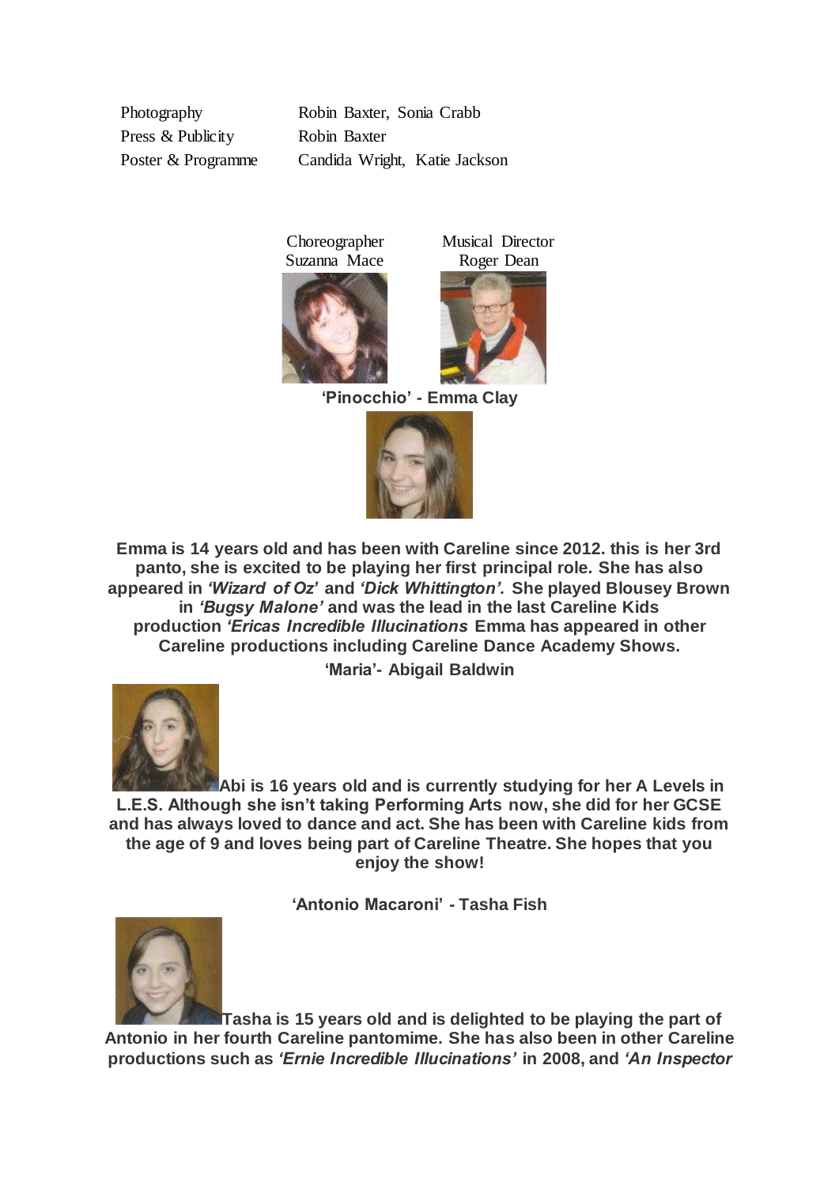| | |
|---|---|
| Photography | Robin Baxter, Sonia Crabb |
| Press & Publicity | Robin Baxter |
| Poster & Programme | Candida Wright, Katie Jackson |

Choreographer
Suzanna Mace

Musical Director
Roger Dean

**'Pinocchio' - Emma Clay**

**Emma is 14 years old and has been with Careline since 2012. this is her 3rd panto, she is excited to be playing her first principal role. She has also appeared in *'Wizard of Oz'* and *'Dick Whittington'.* She played Blousey Brown in *'Bugsy Malone'* and was the lead in the last Careline Kids production *'Ericas Incredible Illucinations* Emma has appeared in other Careline productions including Careline Dance Academy Shows.**

**'Maria'- Abigail Baldwin**

**Abi is 16 years old and is currently studying for her A Levels in L.E.S. Although she isn't taking Performing Arts now, she did for her GCSE and has always loved to dance and act. She has been with Careline kids from the age of 9 and loves being part of Careline Theatre. She hopes that you enjoy the show!**

**'Antonio Macaroni' - Tasha Fish**

**Tasha is 15 years old and is delighted to be playing the part of Antonio in her fourth Careline pantomime. She has also been in other Careline productions such as *'Ernie Incredible Illucinations'* in 2008, and *'An Inspector***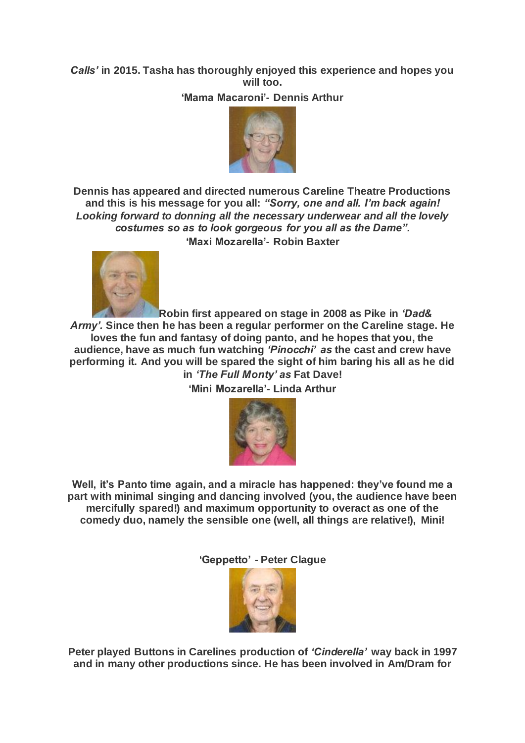***Calls'*** **in 2015. Tasha has thoroughly enjoyed this experience and hopes you will too.**

**'Mama Macaroni'- Dennis Arthur**

**Dennis has appeared and directed numerous Careline Theatre Productions and this is his message for you all:** ***"Sorry, one and all. I'm back again! Looking forward to donning all the necessary underwear and all the lovely costumes so as to look gorgeous for you all as the Dame".***

**'Maxi Mozarella'- Robin Baxter**

**Robin first appeared on stage in 2008 as Pike in** ***'Dad& Army'.*** **Since then he has been a regular performer on the Careline stage. He loves the fun and fantasy of doing panto, and he hopes that you, the audience, have as much fun watching** ***'Pinocchi' as*** **the cast and crew have performing it. And you will be spared the sight of him baring his all as he did in** ***'The Full Monty' as*** **Fat Dave!**

**'Mini Mozarella'- Linda Arthur**

**Well, it's Panto time again, and a miracle has happened: they've found me a part with minimal singing and dancing involved (you, the audience have been mercifully spared!) and maximum opportunity to overact as one of the comedy duo, namely the sensible one (well, all things are relative!), Mini!**

**'Geppetto' - Peter Clague**

**Peter played Buttons in Carelines production of** ***'Cinderella'*** **way back in 1997 and in many other productions since. He has been involved in Am/Dram for**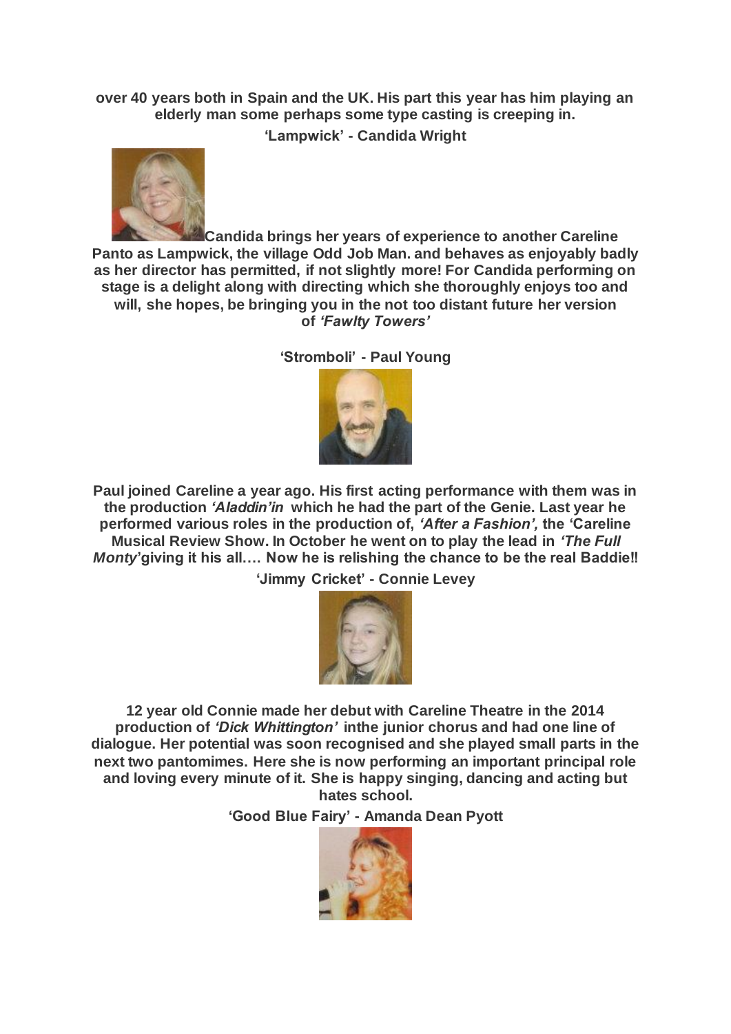**over 40 years both in Spain and the UK. His part this year has him playing an elderly man some perhaps some type casting is creeping in.**

**'Lampwick' - Candida Wright**

**Candida brings her years of experience to another Careline Panto as Lampwick, the village Odd Job Man. and behaves as enjoyably badly as her director has permitted, if not slightly more! For Candida performing on stage is a delight along with directing which she thoroughly enjoys too and will, she hopes, be bringing you in the not too distant future her version of *'Fawlty Towers'***

**'Stromboli' - Paul Young**

**Paul joined Careline a year ago. His first acting performance with them was in the production *'Aladdin'in* which he had the part of the Genie. Last year he performed various roles in the production of, *'After a Fashion',* the 'Careline Musical Review Show. In October he went on to play the lead in *'The Full Monty'*giving it his all…. Now he is relishing the chance to be the real Baddie!!**

**'Jimmy Cricket' - Connie Levey**

**12 year old Connie made her debut with Careline Theatre in the 2014 production of *'Dick Whittington'* inthe junior chorus and had one line of dialogue. Her potential was soon recognised and she played small parts in the next two pantomimes. Here she is now performing an important principal role and loving every minute of it. She is happy singing, dancing and acting but hates school.**

**'Good Blue Fairy' - Amanda Dean Pyott**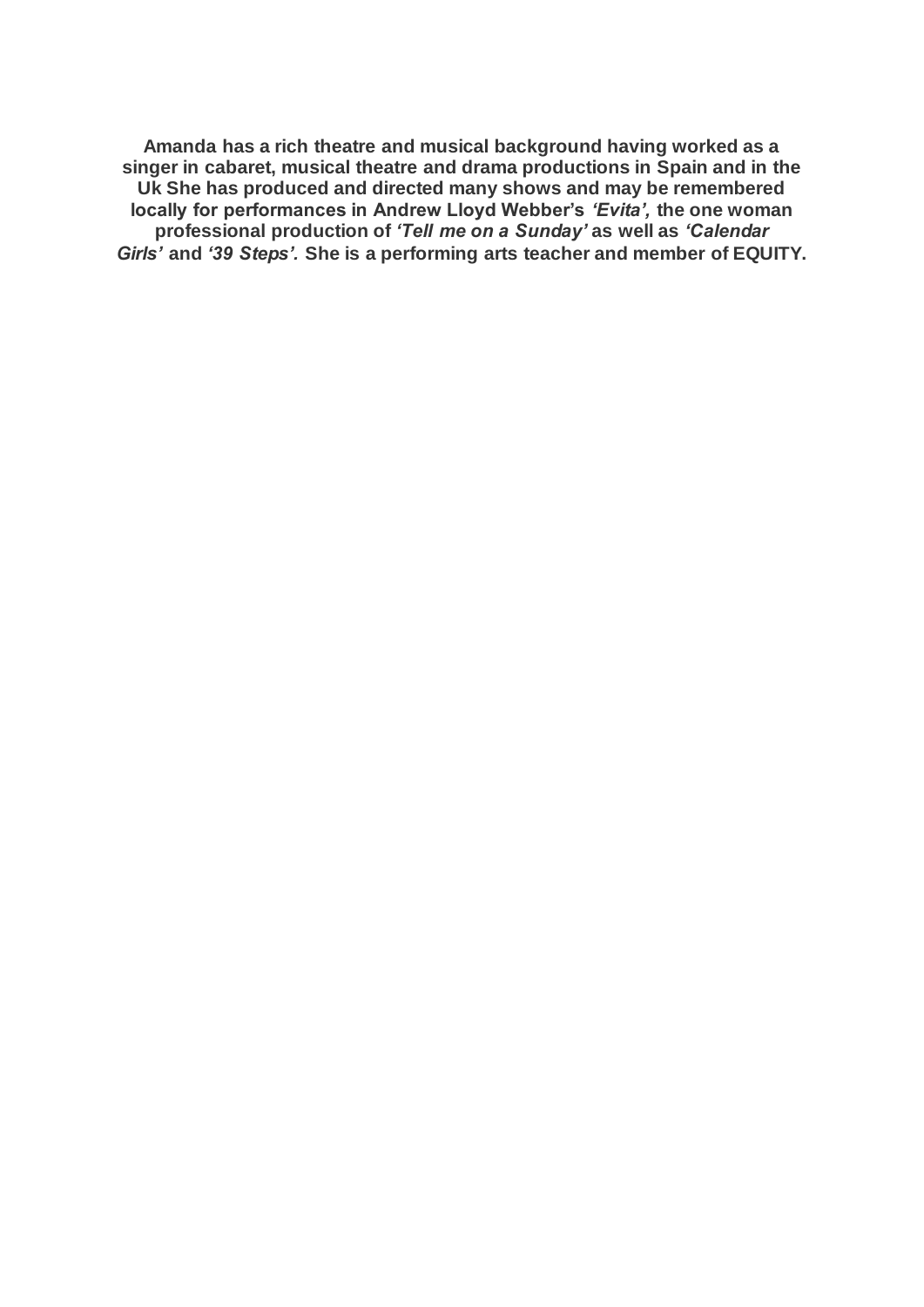**Amanda has a rich theatre and musical background having worked as a singer in cabaret, musical theatre and drama productions in Spain and in the Uk She has produced and directed many shows and may be remembered locally for performances in Andrew Lloyd Webber's *'Evita',* the one woman professional production of *'Tell me on a Sunday'* as well as *'Calendar Girls'* and *'39 Steps'.* She is a performing arts teacher and member of EQUITY.**